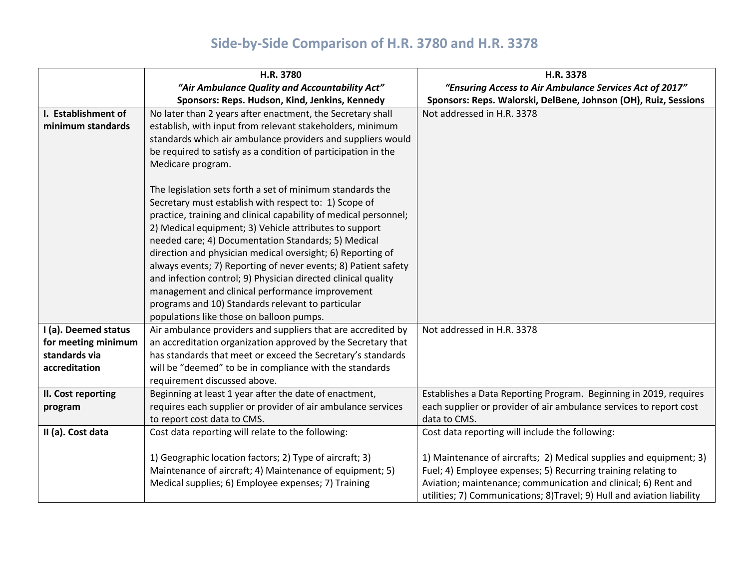# Side-by-Side Comparison of H.R. 3780 and H.R. 3378

| | **H.R. 3780**<br>***"Air Ambulance Quality and Accountability Act"***<br>**Sponsors: Reps. Hudson, Kind, Jenkins, Kennedy** | **H.R. 3378**<br>***"Ensuring Access to Air Ambulance Services Act of 2017"***<br>**Sponsors: Reps. Walorski, DelBene, Johnson (OH), Ruiz, Sessions** |
|---|---|---|
| **I. Establishment of minimum standards** | No later than 2 years after enactment, the Secretary shall establish, with input from relevant stakeholders, minimum standards which air ambulance providers and suppliers would be required to satisfy as a condition of participation in the Medicare program.<br><br>The legislation sets forth a set of minimum standards the Secretary must establish with respect to: 1) Scope of practice, training and clinical capability of medical personnel; 2) Medical equipment; 3) Vehicle attributes to support needed care; 4) Documentation Standards; 5) Medical direction and physician medical oversight; 6) Reporting of always events; 7) Reporting of never events; 8) Patient safety and infection control; 9) Physician directed clinical quality management and clinical performance improvement programs and 10) Standards relevant to particular populations like those on balloon pumps. | Not addressed in H.R. 3378 |
| **I (a). Deemed status for meeting minimum standards via accreditation** | Air ambulance providers and suppliers that are accredited by an accreditation organization approved by the Secretary that has standards that meet or exceed the Secretary's standards will be "deemed" to be in compliance with the standards requirement discussed above. | Not addressed in H.R. 3378 |
| **II. Cost reporting program** | Beginning at least 1 year after the date of enactment, requires each supplier or provider of air ambulance services to report cost data to CMS. | Establishes a Data Reporting Program. Beginning in 2019, requires each supplier or provider of air ambulance services to report cost data to CMS. |
| **II (a). Cost data** | Cost data reporting will relate to the following:<br><br>1) Geographic location factors; 2) Type of aircraft; 3) Maintenance of aircraft; 4) Maintenance of equipment; 5) Medical supplies; 6) Employee expenses; 7) Training | Cost data reporting will include the following:<br><br>1) Maintenance of aircrafts; 2) Medical supplies and equipment; 3) Fuel; 4) Employee expenses; 5) Recurring training relating to Aviation; maintenance; communication and clinical; 6) Rent and utilities; 7) Communications; 8)Travel; 9) Hull and aviation liability |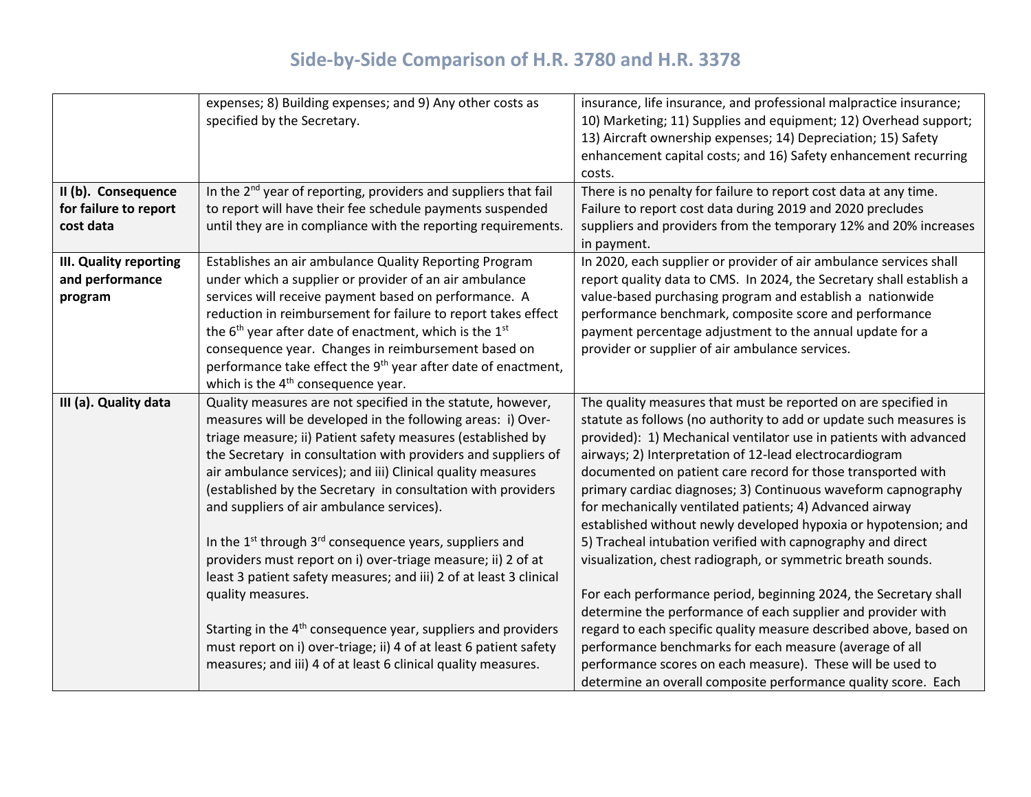# Side-by-Side Comparison of H.R. 3780 and H.R. 3378

| | | |
|---|---|---|
| | expenses; 8) Building expenses; and 9) Any other costs as specified by the Secretary. | insurance, life insurance, and professional malpractice insurance; 10) Marketing; 11) Supplies and equipment; 12) Overhead support; 13) Aircraft ownership expenses; 14) Depreciation; 15) Safety enhancement capital costs; and 16) Safety enhancement recurring costs. |
| **II (b). Consequence for failure to report cost data** | In the 2nd year of reporting, providers and suppliers that fail to report will have their fee schedule payments suspended until they are in compliance with the reporting requirements. | There is no penalty for failure to report cost data at any time. Failure to report cost data during 2019 and 2020 precludes suppliers and providers from the temporary 12% and 20% increases in payment. |
| **III. Quality reporting and performance program** | Establishes an air ambulance Quality Reporting Program under which a supplier or provider of an air ambulance services will receive payment based on performance. A reduction in reimbursement for failure to report takes effect the 6th year after date of enactment, which is the 1st consequence year. Changes in reimbursement based on performance take effect the 9th year after date of enactment, which is the 4th consequence year. | In 2020, each supplier or provider of air ambulance services shall report quality data to CMS. In 2024, the Secretary shall establish a value-based purchasing program and establish a nationwide performance benchmark, composite score and performance payment percentage adjustment to the annual update for a provider or supplier of air ambulance services. |
| **III (a). Quality data** | Quality measures are not specified in the statute, however, measures will be developed in the following areas: i) Over-triage measure; ii) Patient safety measures (established by the Secretary in consultation with providers and suppliers of air ambulance services); and iii) Clinical quality measures (established by the Secretary in consultation with providers and suppliers of air ambulance services).<br><br>In the 1st through 3rd consequence years, suppliers and providers must report on i) over-triage measure; ii) 2 of at least 3 patient safety measures; and iii) 2 of at least 3 clinical quality measures.<br><br>Starting in the 4th consequence year, suppliers and providers must report on i) over-triage; ii) 4 of at least 6 patient safety measures; and iii) 4 of at least 6 clinical quality measures. | The quality measures that must be reported on are specified in statute as follows (no authority to add or update such measures is provided): 1) Mechanical ventilator use in patients with advanced airways; 2) Interpretation of 12-lead electrocardiogram documented on patient care record for those transported with primary cardiac diagnoses; 3) Continuous waveform capnography for mechanically ventilated patients; 4) Advanced airway established without newly developed hypoxia or hypotension; and 5) Tracheal intubation verified with capnography and direct visualization, chest radiograph, or symmetric breath sounds.<br><br>For each performance period, beginning 2024, the Secretary shall determine the performance of each supplier and provider with regard to each specific quality measure described above, based on performance benchmarks for each measure (average of all performance scores on each measure). These will be used to determine an overall composite performance quality score. Each |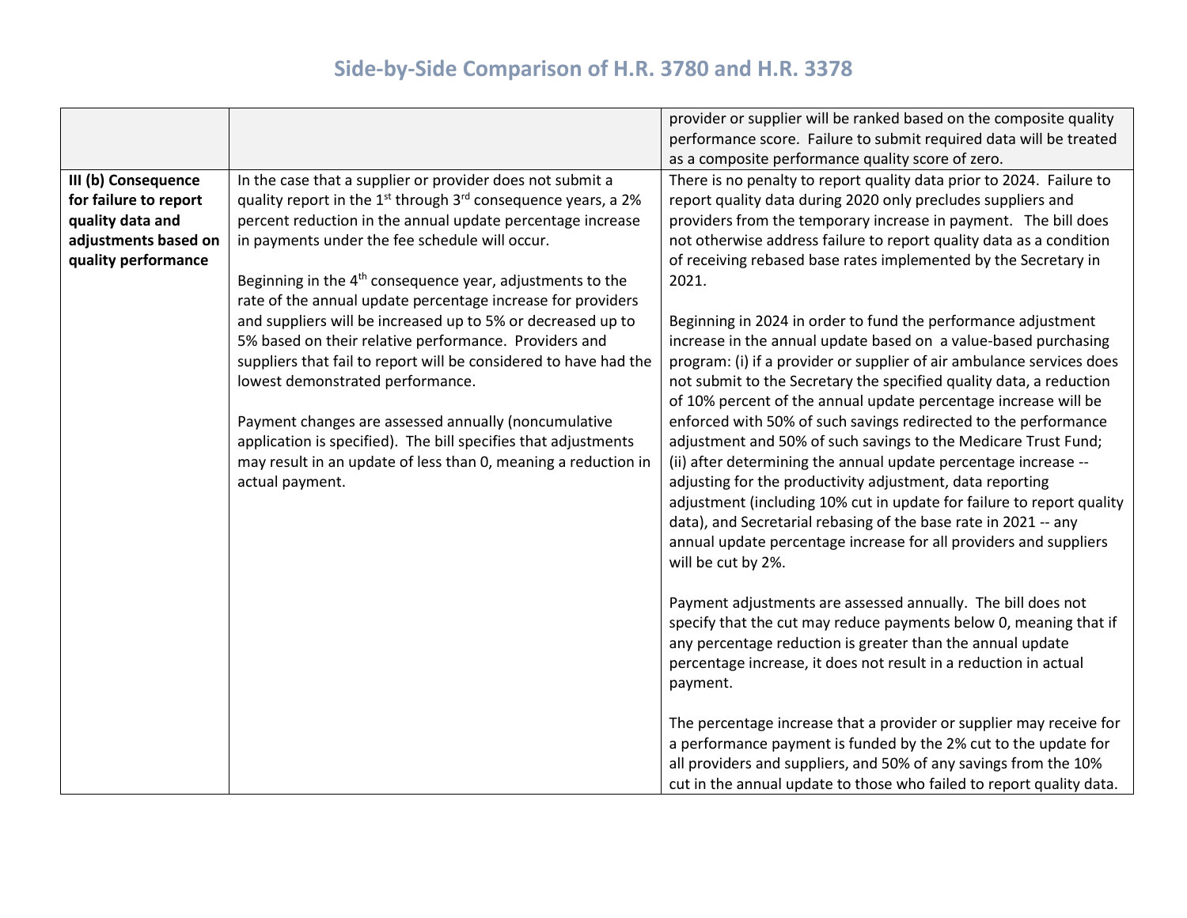# Side-by-Side Comparison of H.R. 3780 and H.R. 3378

| | | |
|---|---|---|
| | | provider or supplier will be ranked based on the composite quality performance score. Failure to submit required data will be treated as a composite performance quality score of zero. |
| **III (b) Consequence for failure to report quality data and adjustments based on quality performance** | In the case that a supplier or provider does not submit a quality report in the 1st through 3rd consequence years, a 2% percent reduction in the annual update percentage increase in payments under the fee schedule will occur.<br><br>Beginning in the 4th consequence year, adjustments to the rate of the annual update percentage increase for providers and suppliers will be increased up to 5% or decreased up to 5% based on their relative performance. Providers and suppliers that fail to report will be considered to have had the lowest demonstrated performance.<br><br>Payment changes are assessed annually (noncumulative application is specified). The bill specifies that adjustments may result in an update of less than 0, meaning a reduction in actual payment. | There is no penalty to report quality data prior to 2024. Failure to report quality data during 2020 only precludes suppliers and providers from the temporary increase in payment. The bill does not otherwise address failure to report quality data as a condition of receiving rebased base rates implemented by the Secretary in 2021.<br><br>Beginning in 2024 in order to fund the performance adjustment increase in the annual update based on a value-based purchasing program: (i) if a provider or supplier of air ambulance services does not submit to the Secretary the specified quality data, a reduction of 10% percent of the annual update percentage increase will be enforced with 50% of such savings redirected to the performance adjustment and 50% of such savings to the Medicare Trust Fund; (ii) after determining the annual update percentage increase -- adjusting for the productivity adjustment, data reporting adjustment (including 10% cut in update for failure to report quality data), and Secretarial rebasing of the base rate in 2021 -- any annual update percentage increase for all providers and suppliers will be cut by 2%.<br><br>Payment adjustments are assessed annually. The bill does not specify that the cut may reduce payments below 0, meaning that if any percentage reduction is greater than the annual update percentage increase, it does not result in a reduction in actual payment.<br><br>The percentage increase that a provider or supplier may receive for a performance payment is funded by the 2% cut to the update for all providers and suppliers, and 50% of any savings from the 10% cut in the annual update to those who failed to report quality data. |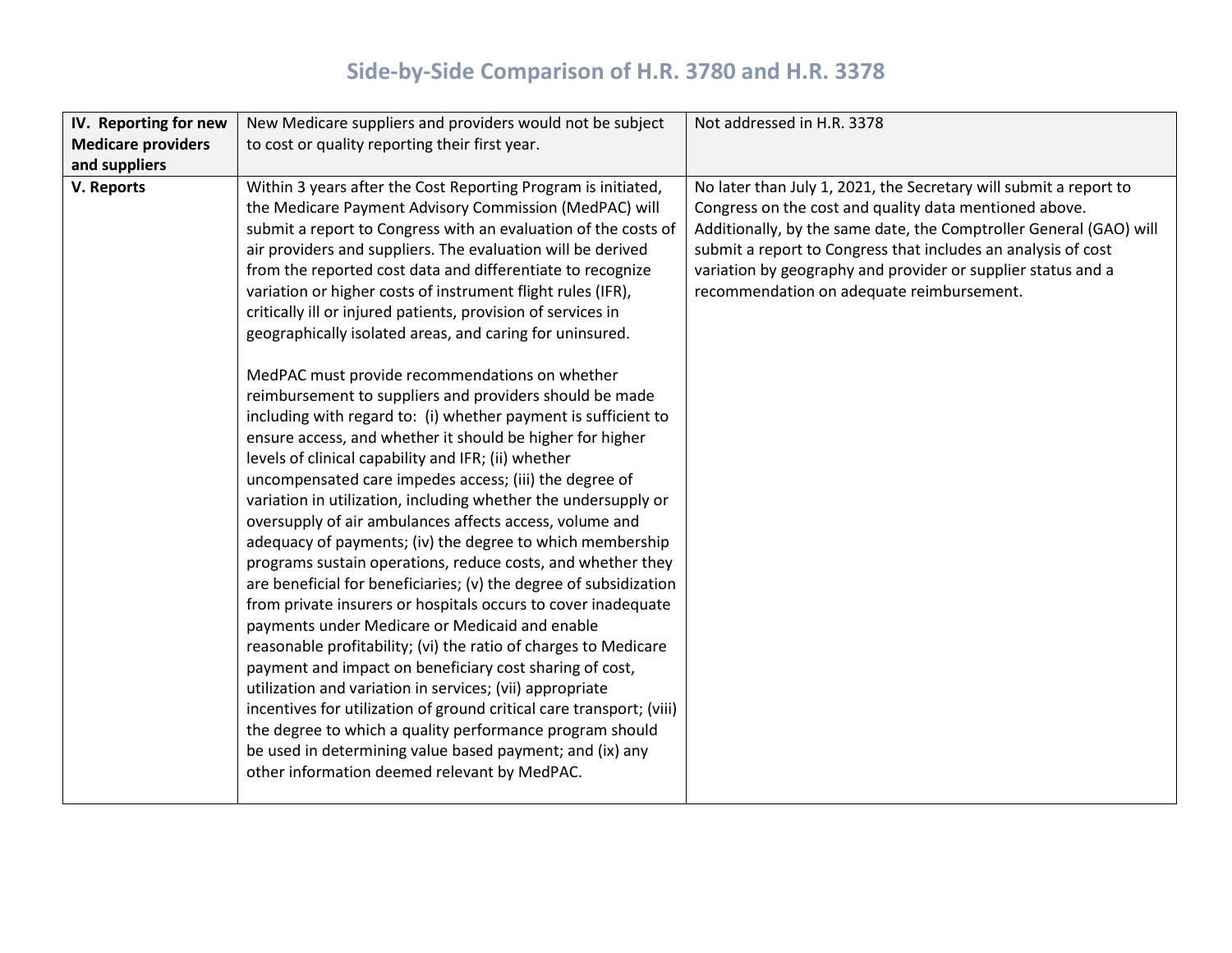# Side-by-Side Comparison of H.R. 3780 and H.R. 3378

| | | |
|---|---|---|
| **IV. Reporting for new Medicare providers and suppliers** | New Medicare suppliers and providers would not be subject to cost or quality reporting their first year. | Not addressed in H.R. 3378 |
| **V. Reports** | Within 3 years after the Cost Reporting Program is initiated, the Medicare Payment Advisory Commission (MedPAC) will submit a report to Congress with an evaluation of the costs of air providers and suppliers. The evaluation will be derived from the reported cost data and differentiate to recognize variation or higher costs of instrument flight rules (IFR), critically ill or injured patients, provision of services in geographically isolated areas, and caring for uninsured.<br><br>MedPAC must provide recommendations on whether reimbursement to suppliers and providers should be made including with regard to: (i) whether payment is sufficient to ensure access, and whether it should be higher for higher levels of clinical capability and IFR; (ii) whether uncompensated care impedes access; (iii) the degree of variation in utilization, including whether the undersupply or oversupply of air ambulances affects access, volume and adequacy of payments; (iv) the degree to which membership programs sustain operations, reduce costs, and whether they are beneficial for beneficiaries; (v) the degree of subsidization from private insurers or hospitals occurs to cover inadequate payments under Medicare or Medicaid and enable reasonable profitability; (vi) the ratio of charges to Medicare payment and impact on beneficiary cost sharing of cost, utilization and variation in services; (vii) appropriate incentives for utilization of ground critical care transport; (viii) the degree to which a quality performance program should be used in determining value based payment; and (ix) any other information deemed relevant by MedPAC. | No later than July 1, 2021, the Secretary will submit a report to Congress on the cost and quality data mentioned above. Additionally, by the same date, the Comptroller General (GAO) will submit a report to Congress that includes an analysis of cost variation by geography and provider or supplier status and a recommendation on adequate reimbursement. |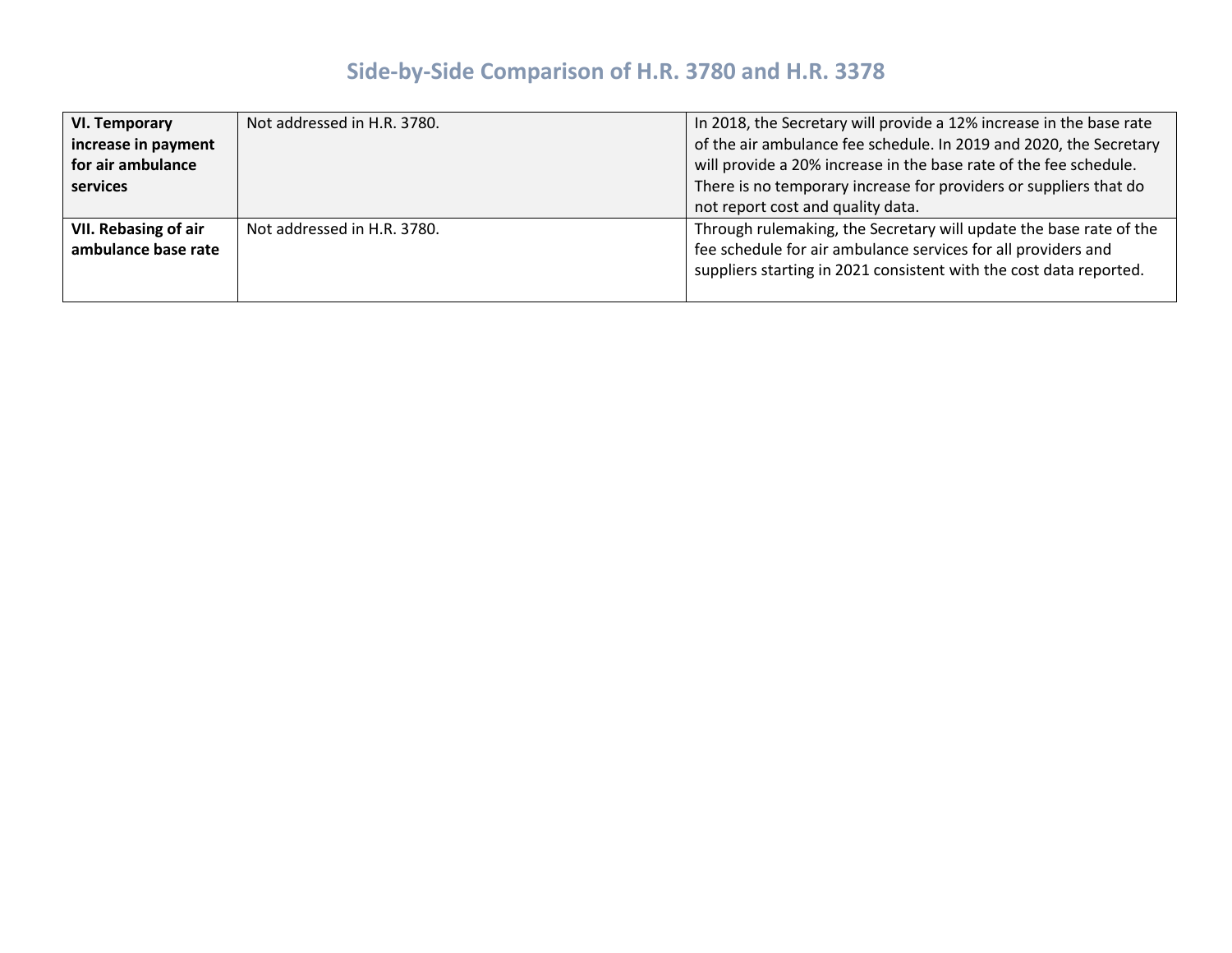# Side-by-Side Comparison of H.R. 3780 and H.R. 3378

| | | |
|---|---|---|
| **VI. Temporary increase in payment for air ambulance services** | Not addressed in H.R. 3780. | In 2018, the Secretary will provide a 12% increase in the base rate of the air ambulance fee schedule. In 2019 and 2020, the Secretary will provide a 20% increase in the base rate of the fee schedule. There is no temporary increase for providers or suppliers that do not report cost and quality data. |
| **VII. Rebasing of air ambulance base rate** | Not addressed in H.R. 3780. | Through rulemaking, the Secretary will update the base rate of the fee schedule for air ambulance services for all providers and suppliers starting in 2021 consistent with the cost data reported. |